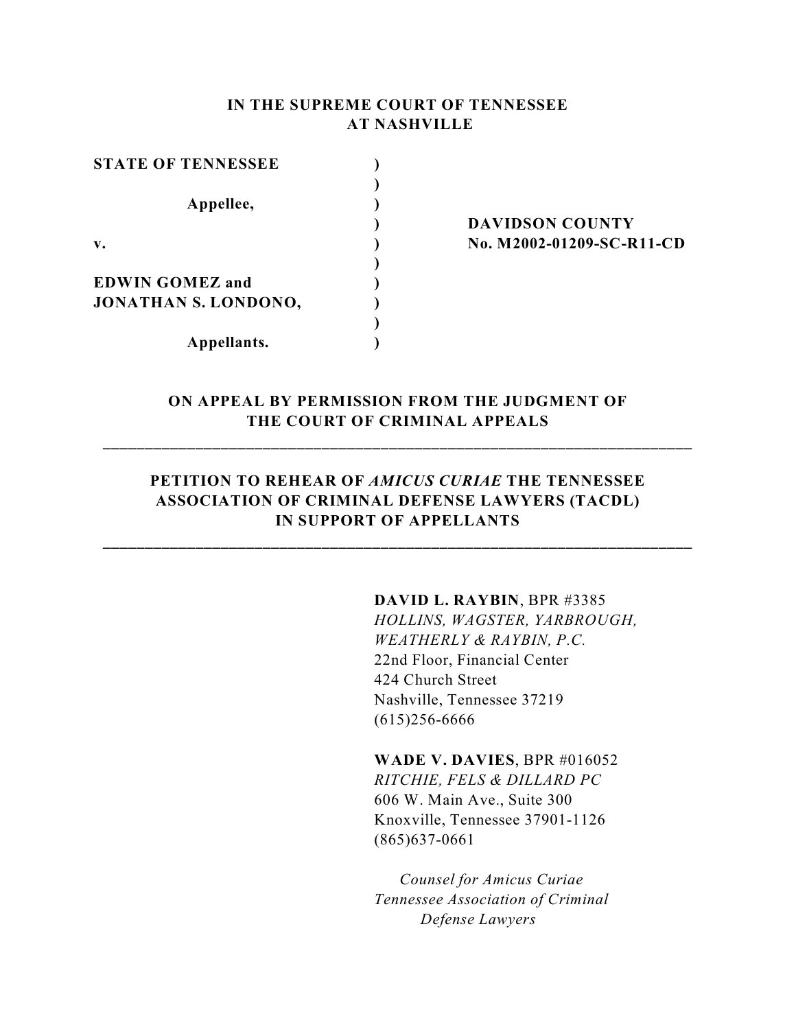**IN THE SUPREME COURT OF TENNESSEE**
**AT NASHVILLE**

| | | |
|---|---|---|
| **STATE OF TENNESSEE** | ) | |
| | ) | |
| **Appellee,** | ) | |
| | ) | **DAVIDSON COUNTY** |
| **v.** | ) | **No. M2002-01209-SC-R11-CD** |
| | ) | |
| **EDWIN GOMEZ and** | ) | |
| **JONATHAN S. LONDONO,** | ) | |
| | ) | |
| **Appellants.** | ) | |

**ON APPEAL BY PERMISSION FROM THE JUDGMENT OF THE COURT OF CRIMINAL APPEALS**

---

**PETITION TO REHEAR OF *AMICUS CURIAE* THE TENNESSEE ASSOCIATION OF CRIMINAL DEFENSE LAWYERS (TACDL) IN SUPPORT OF APPELLANTS**

---

**DAVID L. RAYBIN**, BPR #3385
*HOLLINS, WAGSTER, YARBROUGH, WEATHERLY & RAYBIN, P.C.*
22nd Floor, Financial Center
424 Church Street
Nashville, Tennessee 37219
(615)256-6666

**WADE V. DAVIES**, BPR #016052
*RITCHIE, FELS & DILLARD PC*
606 W. Main Ave., Suite 300
Knoxville, Tennessee 37901-1126
(865)637-0661

*Counsel for Amicus Curiae*
*Tennessee Association of Criminal Defense Lawyers*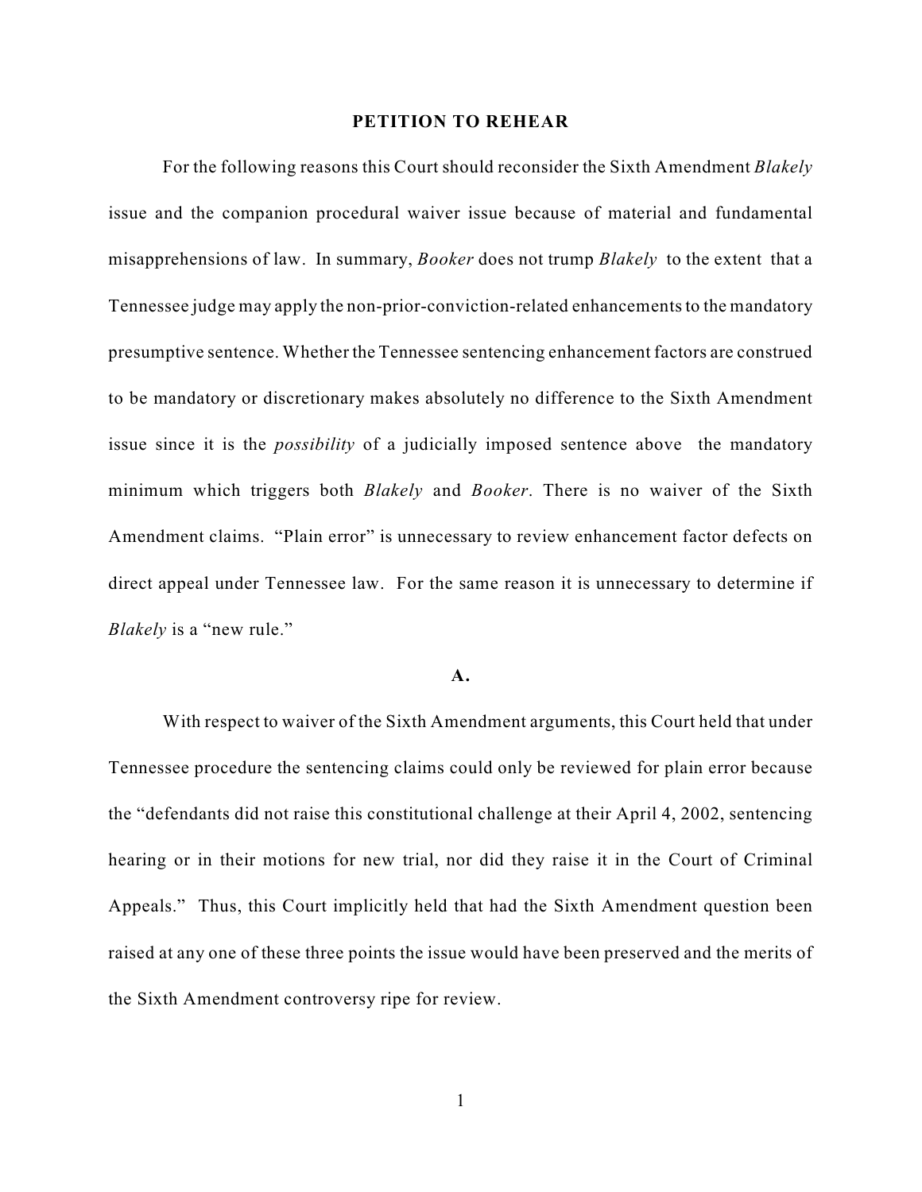## PETITION TO REHEAR

For the following reasons this Court should reconsider the Sixth Amendment *Blakely* issue and the companion procedural waiver issue because of material and fundamental misapprehensions of law. In summary, *Booker* does not trump *Blakely* to the extent that a Tennessee judge may apply the non-prior-conviction-related enhancements to the mandatory presumptive sentence. Whether the Tennessee sentencing enhancement factors are construed to be mandatory or discretionary makes absolutely no difference to the Sixth Amendment issue since it is the *possibility* of a judicially imposed sentence above the mandatory minimum which triggers both *Blakely* and *Booker*. There is no waiver of the Sixth Amendment claims. "Plain error" is unnecessary to review enhancement factor defects on direct appeal under Tennessee law. For the same reason it is unnecessary to determine if *Blakely* is a "new rule."

### A.

With respect to waiver of the Sixth Amendment arguments, this Court held that under Tennessee procedure the sentencing claims could only be reviewed for plain error because the "defendants did not raise this constitutional challenge at their April 4, 2002, sentencing hearing or in their motions for new trial, nor did they raise it in the Court of Criminal Appeals." Thus, this Court implicitly held that had the Sixth Amendment question been raised at any one of these three points the issue would have been preserved and the merits of the Sixth Amendment controversy ripe for review.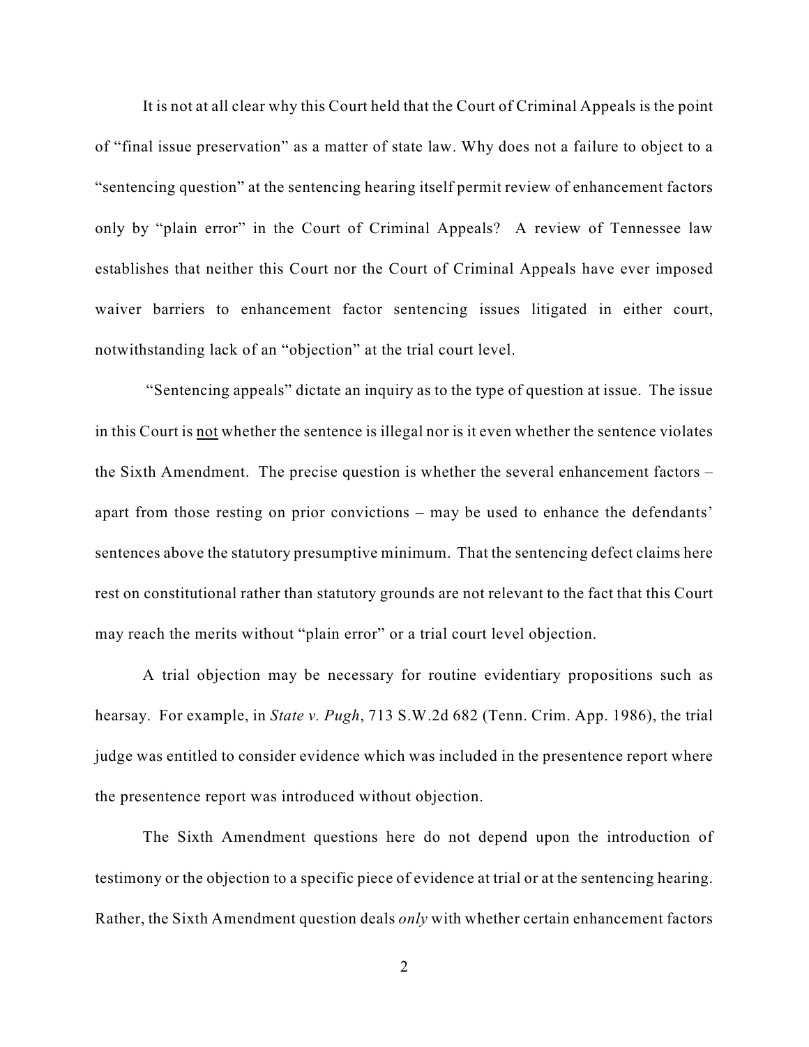It is not at all clear why this Court held that the Court of Criminal Appeals is the point of "final issue preservation" as a matter of state law. Why does not a failure to object to a "sentencing question" at the sentencing hearing itself permit review of enhancement factors only by "plain error" in the Court of Criminal Appeals? A review of Tennessee law establishes that neither this Court nor the Court of Criminal Appeals have ever imposed waiver barriers to enhancement factor sentencing issues litigated in either court, notwithstanding lack of an "objection" at the trial court level.

"Sentencing appeals" dictate an inquiry as to the type of question at issue. The issue in this Court is <u>not</u> whether the sentence is illegal nor is it even whether the sentence violates the Sixth Amendment. The precise question is whether the several enhancement factors – apart from those resting on prior convictions – may be used to enhance the defendants' sentences above the statutory presumptive minimum. That the sentencing defect claims here rest on constitutional rather than statutory grounds are not relevant to the fact that this Court may reach the merits without "plain error" or a trial court level objection.

A trial objection may be necessary for routine evidentiary propositions such as hearsay. For example, in *State v. Pugh*, 713 S.W.2d 682 (Tenn. Crim. App. 1986), the trial judge was entitled to consider evidence which was included in the presentence report where the presentence report was introduced without objection.

The Sixth Amendment questions here do not depend upon the introduction of testimony or the objection to a specific piece of evidence at trial or at the sentencing hearing. Rather, the Sixth Amendment question deals *only* with whether certain enhancement factors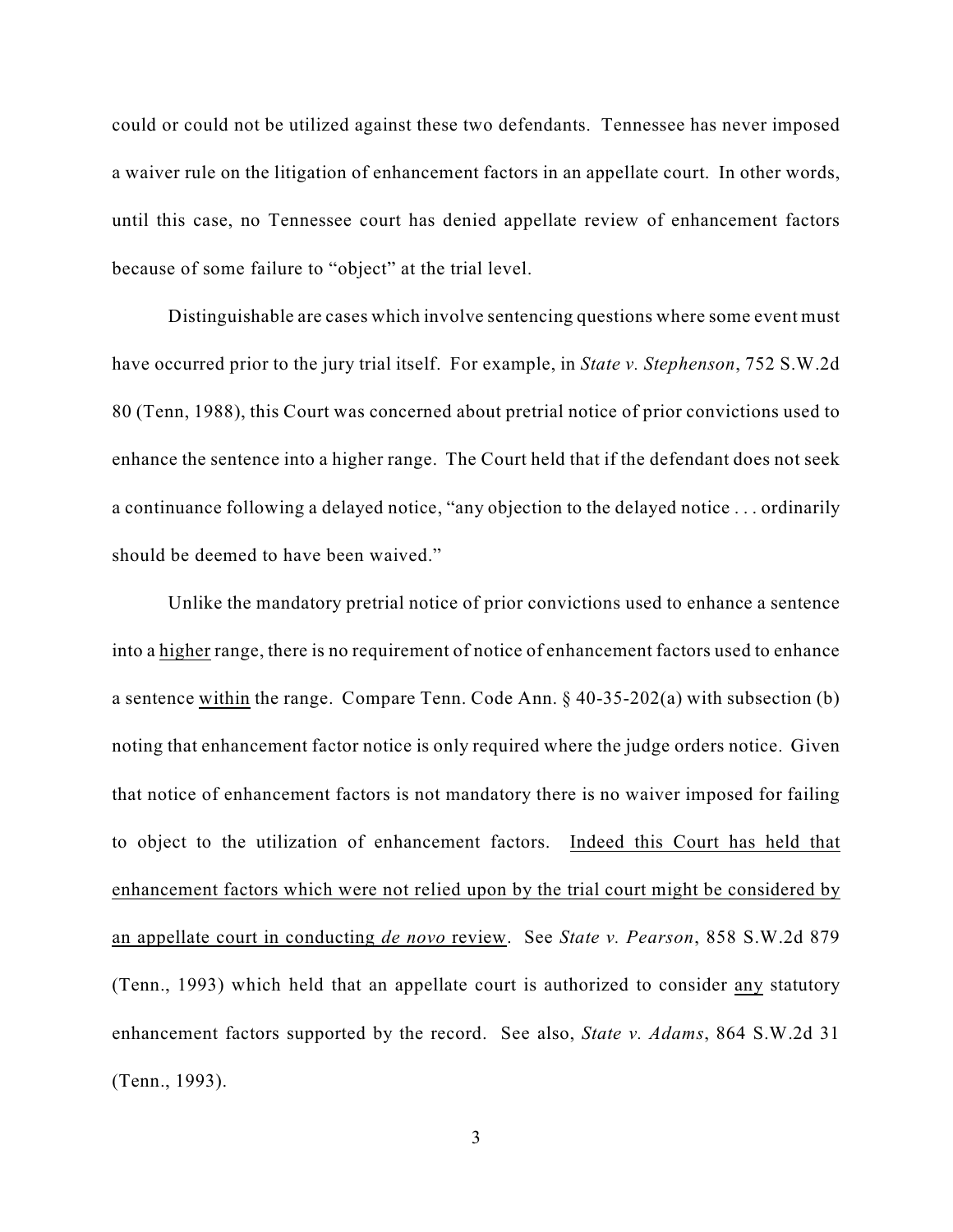could or could not be utilized against these two defendants. Tennessee has never imposed a waiver rule on the litigation of enhancement factors in an appellate court. In other words, until this case, no Tennessee court has denied appellate review of enhancement factors because of some failure to "object" at the trial level.

Distinguishable are cases which involve sentencing questions where some event must have occurred prior to the jury trial itself. For example, in *State v. Stephenson*, 752 S.W.2d 80 (Tenn, 1988), this Court was concerned about pretrial notice of prior convictions used to enhance the sentence into a higher range. The Court held that if the defendant does not seek a continuance following a delayed notice, "any objection to the delayed notice . . . ordinarily should be deemed to have been waived."

Unlike the mandatory pretrial notice of prior convictions used to enhance a sentence into a <u>higher</u> range, there is no requirement of notice of enhancement factors used to enhance a sentence <u>within</u> the range. Compare Tenn. Code Ann. § 40-35-202(a) with subsection (b) noting that enhancement factor notice is only required where the judge orders notice. Given that notice of enhancement factors is not mandatory there is no waiver imposed for failing to object to the utilization of enhancement factors. <u>Indeed this Court has held that enhancement factors which were not relied upon by the trial court might be considered by an appellate court in conducting *de novo* review</u>. See *State v. Pearson*, 858 S.W.2d 879 (Tenn., 1993) which held that an appellate court is authorized to consider <u>any</u> statutory enhancement factors supported by the record. See also, *State v. Adams*, 864 S.W.2d 31 (Tenn., 1993).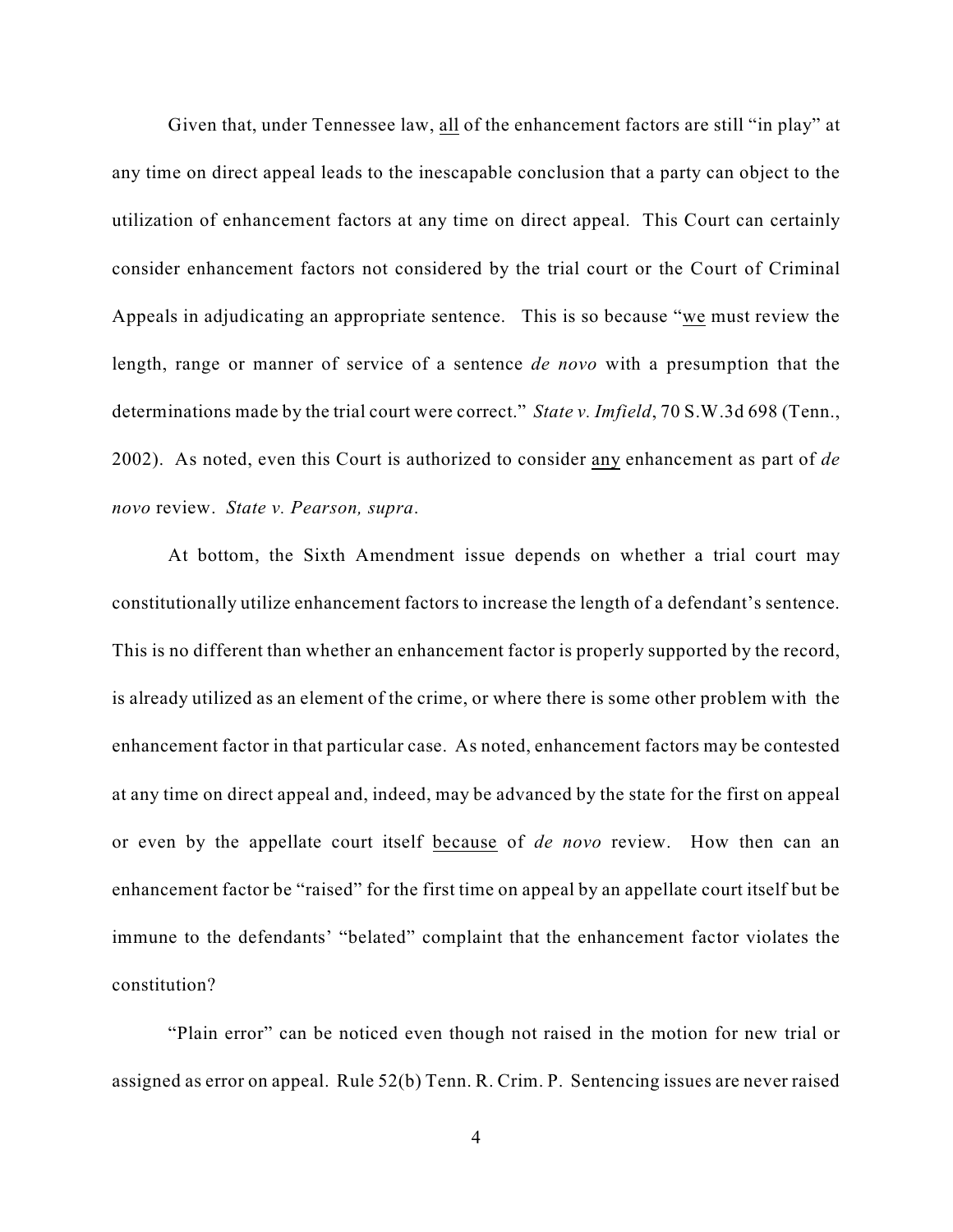Given that, under Tennessee law, all of the enhancement factors are still "in play" at any time on direct appeal leads to the inescapable conclusion that a party can object to the utilization of enhancement factors at any time on direct appeal. This Court can certainly consider enhancement factors not considered by the trial court or the Court of Criminal Appeals in adjudicating an appropriate sentence. This is so because "we must review the length, range or manner of service of a sentence *de novo* with a presumption that the determinations made by the trial court were correct." *State v. Imfield*, 70 S.W.3d 698 (Tenn., 2002). As noted, even this Court is authorized to consider any enhancement as part of *de novo* review. *State v. Pearson, supra*.

At bottom, the Sixth Amendment issue depends on whether a trial court may constitutionally utilize enhancement factors to increase the length of a defendant's sentence. This is no different than whether an enhancement factor is properly supported by the record, is already utilized as an element of the crime, or where there is some other problem with the enhancement factor in that particular case. As noted, enhancement factors may be contested at any time on direct appeal and, indeed, may be advanced by the state for the first on appeal or even by the appellate court itself because of *de novo* review. How then can an enhancement factor be "raised" for the first time on appeal by an appellate court itself but be immune to the defendants' "belated" complaint that the enhancement factor violates the constitution?

"Plain error" can be noticed even though not raised in the motion for new trial or assigned as error on appeal. Rule 52(b) Tenn. R. Crim. P. Sentencing issues are never raised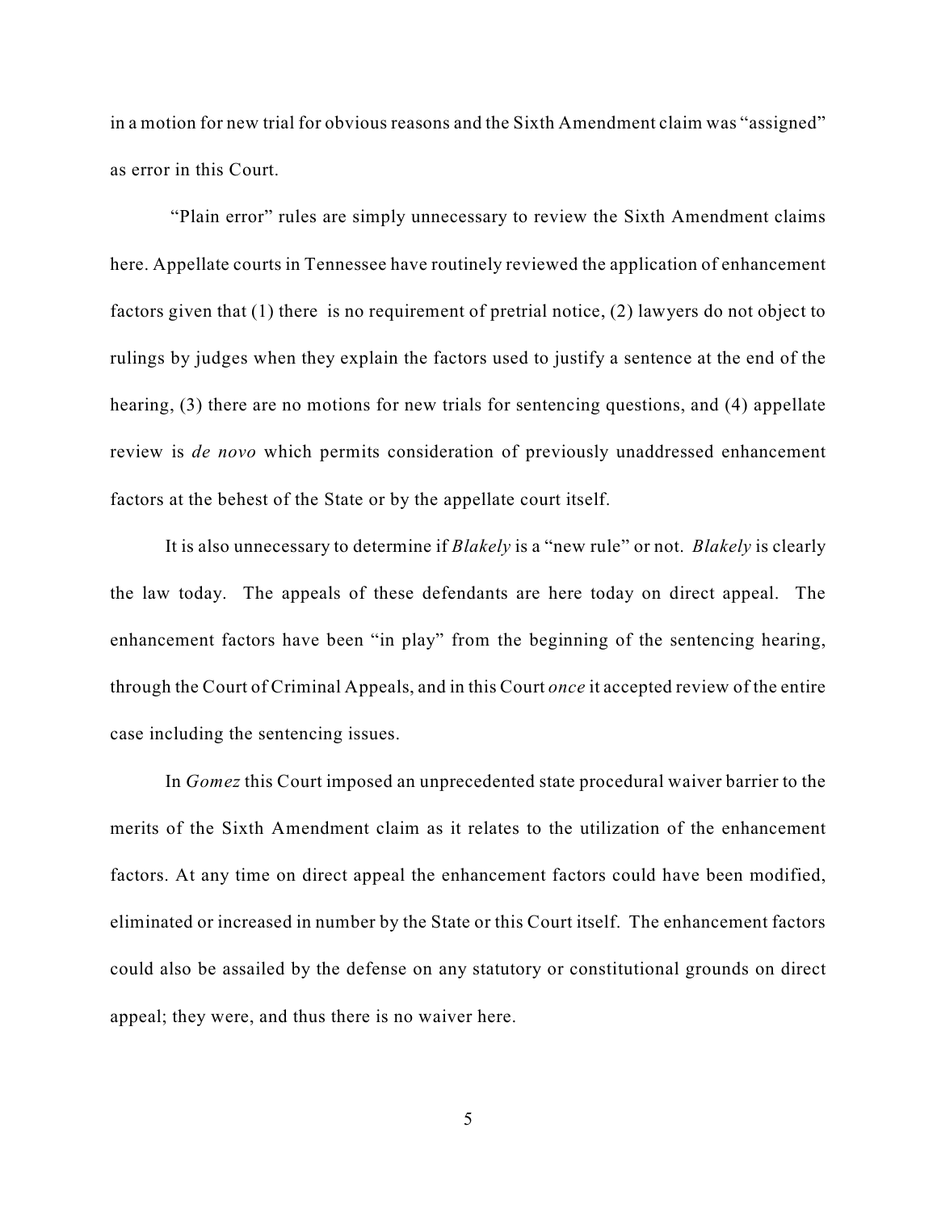in a motion for new trial for obvious reasons and the Sixth Amendment claim was "assigned" as error in this Court.

"Plain error" rules are simply unnecessary to review the Sixth Amendment claims here. Appellate courts in Tennessee have routinely reviewed the application of enhancement factors given that (1) there is no requirement of pretrial notice, (2) lawyers do not object to rulings by judges when they explain the factors used to justify a sentence at the end of the hearing, (3) there are no motions for new trials for sentencing questions, and (4) appellate review is *de novo* which permits consideration of previously unaddressed enhancement factors at the behest of the State or by the appellate court itself.

It is also unnecessary to determine if *Blakely* is a "new rule" or not. *Blakely* is clearly the law today. The appeals of these defendants are here today on direct appeal. The enhancement factors have been "in play" from the beginning of the sentencing hearing, through the Court of Criminal Appeals, and in this Court *once* it accepted review of the entire case including the sentencing issues.

In *Gomez* this Court imposed an unprecedented state procedural waiver barrier to the merits of the Sixth Amendment claim as it relates to the utilization of the enhancement factors. At any time on direct appeal the enhancement factors could have been modified, eliminated or increased in number by the State or this Court itself. The enhancement factors could also be assailed by the defense on any statutory or constitutional grounds on direct appeal; they were, and thus there is no waiver here.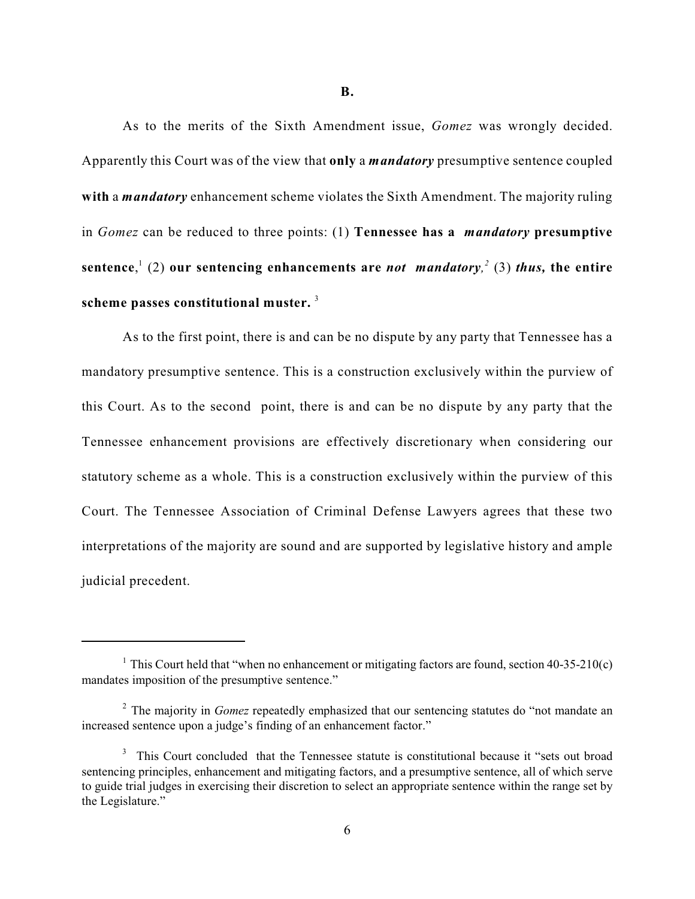**B.**

As to the merits of the Sixth Amendment issue, *Gomez* was wrongly decided. Apparently this Court was of the view that **only** a ***mandatory*** presumptive sentence coupled **with** a ***mandatory*** enhancement scheme violates the Sixth Amendment. The majority ruling in *Gomez* can be reduced to three points: (1) **Tennessee has a *mandatory* presumptive sentence**,[1] (2) **our sentencing enhancements are *not mandatory,*[2]** (3) ***thus,* the entire scheme passes constitutional muster.** [3]

As to the first point, there is and can be no dispute by any party that Tennessee has a mandatory presumptive sentence. This is a construction exclusively within the purview of this Court. As to the second point, there is and can be no dispute by any party that the Tennessee enhancement provisions are effectively discretionary when considering our statutory scheme as a whole. This is a construction exclusively within the purview of this Court. The Tennessee Association of Criminal Defense Lawyers agrees that these two interpretations of the majority are sound and are supported by legislative history and ample judicial precedent.

---

[1] This Court held that "when no enhancement or mitigating factors are found, section 40-35-210(c) mandates imposition of the presumptive sentence."

[2] The majority in *Gomez* repeatedly emphasized that our sentencing statutes do "not mandate an increased sentence upon a judge's finding of an enhancement factor."

[3] This Court concluded that the Tennessee statute is constitutional because it "sets out broad sentencing principles, enhancement and mitigating factors, and a presumptive sentence, all of which serve to guide trial judges in exercising their discretion to select an appropriate sentence within the range set by the Legislature."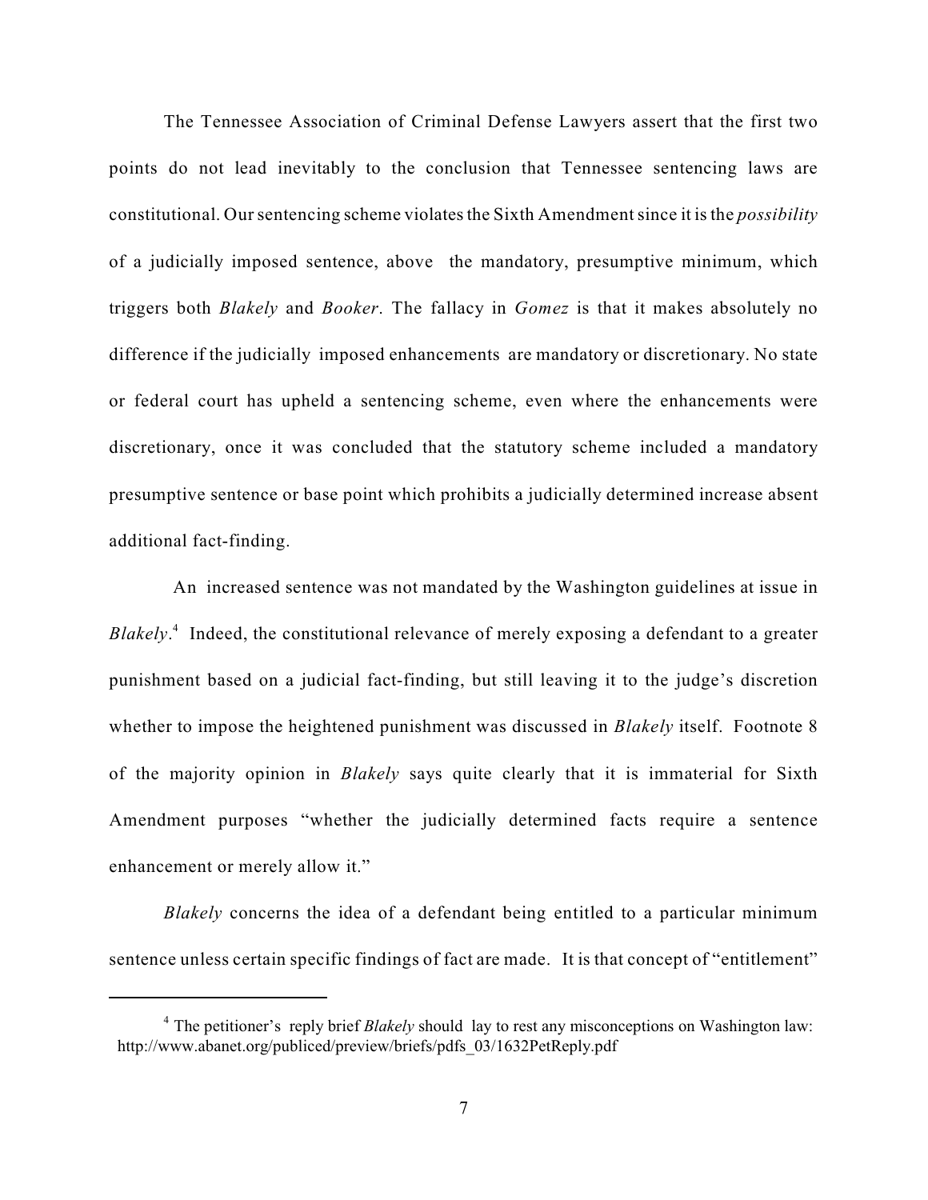The Tennessee Association of Criminal Defense Lawyers assert that the first two points do not lead inevitably to the conclusion that Tennessee sentencing laws are constitutional. Our sentencing scheme violates the Sixth Amendment since it is the *possibility* of a judicially imposed sentence, above the mandatory, presumptive minimum, which triggers both *Blakely* and *Booker*. The fallacy in *Gomez* is that it makes absolutely no difference if the judicially imposed enhancements are mandatory or discretionary. No state or federal court has upheld a sentencing scheme, even where the enhancements were discretionary, once it was concluded that the statutory scheme included a mandatory presumptive sentence or base point which prohibits a judicially determined increase absent additional fact-finding.

An increased sentence was not mandated by the Washington guidelines at issue in *Blakely*.[4] Indeed, the constitutional relevance of merely exposing a defendant to a greater punishment based on a judicial fact-finding, but still leaving it to the judge's discretion whether to impose the heightened punishment was discussed in *Blakely* itself. Footnote 8 of the majority opinion in *Blakely* says quite clearly that it is immaterial for Sixth Amendment purposes "whether the judicially determined facts require a sentence enhancement or merely allow it."

*Blakely* concerns the idea of a defendant being entitled to a particular minimum sentence unless certain specific findings of fact are made. It is that concept of "entitlement"

---

[4] The petitioner's reply brief *Blakely* should lay to rest any misconceptions on Washington law: http://www.abanet.org/publiced/preview/briefs/pdfs_03/1632PetReply.pdf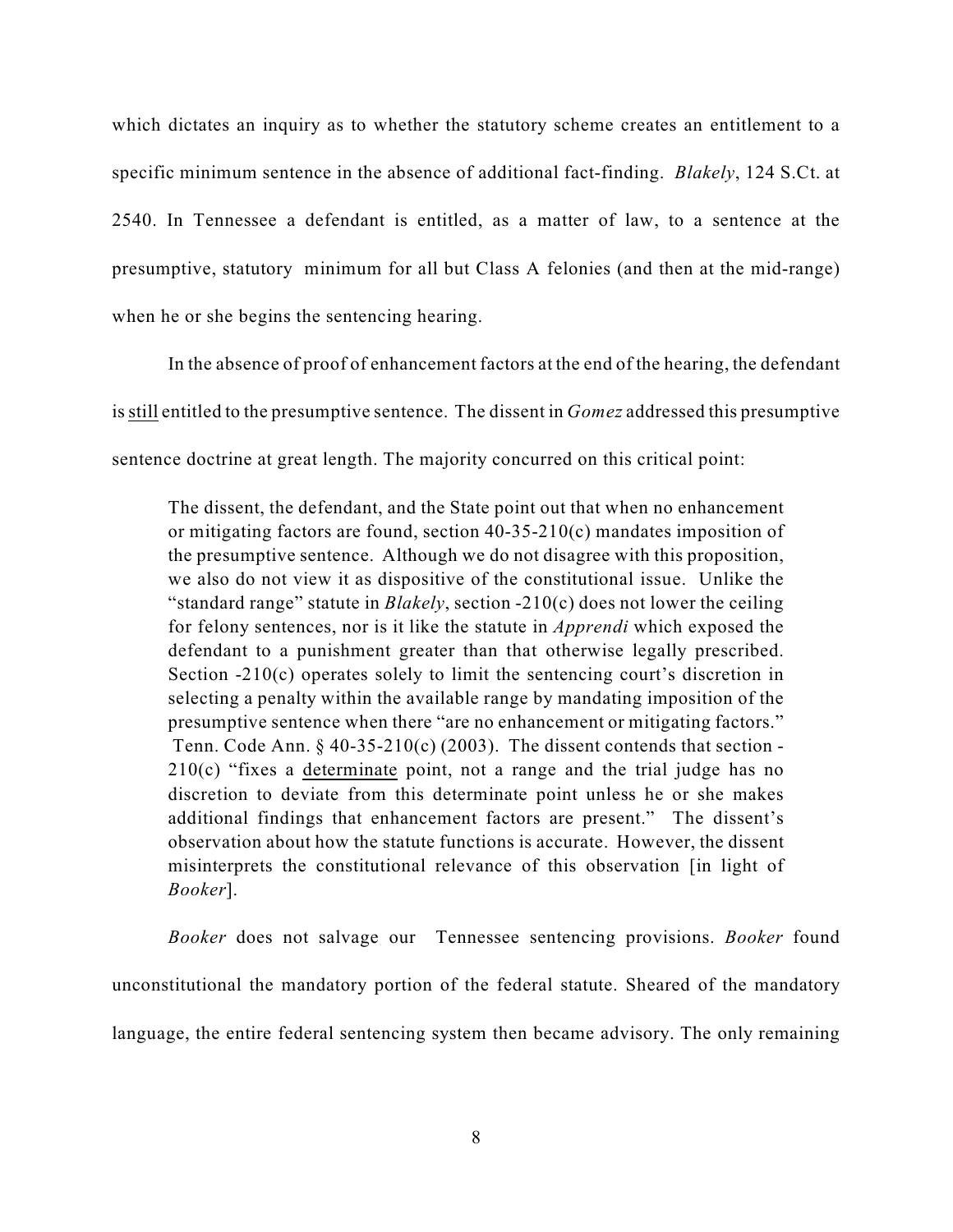which dictates an inquiry as to whether the statutory scheme creates an entitlement to a specific minimum sentence in the absence of additional fact-finding. *Blakely*, 124 S.Ct. at 2540. In Tennessee a defendant is entitled, as a matter of law, to a sentence at the presumptive, statutory minimum for all but Class A felonies (and then at the mid-range) when he or she begins the sentencing hearing.

In the absence of proof of enhancement factors at the end of the hearing, the defendant is <u>still</u> entitled to the presumptive sentence. The dissent in *Gomez* addressed this presumptive sentence doctrine at great length. The majority concurred on this critical point:

> The dissent, the defendant, and the State point out that when no enhancement or mitigating factors are found, section 40-35-210(c) mandates imposition of the presumptive sentence. Although we do not disagree with this proposition, we also do not view it as dispositive of the constitutional issue. Unlike the "standard range" statute in *Blakely*, section -210(c) does not lower the ceiling for felony sentences, nor is it like the statute in *Apprendi* which exposed the defendant to a punishment greater than that otherwise legally prescribed. Section -210(c) operates solely to limit the sentencing court's discretion in selecting a penalty within the available range by mandating imposition of the presumptive sentence when there "are no enhancement or mitigating factors." Tenn. Code Ann. § 40-35-210(c) (2003). The dissent contends that section -210(c) "fixes a <u>determinate</u> point, not a range and the trial judge has no discretion to deviate from this determinate point unless he or she makes additional findings that enhancement factors are present." The dissent's observation about how the statute functions is accurate. However, the dissent misinterprets the constitutional relevance of this observation [in light of *Booker*].

*Booker* does not salvage our Tennessee sentencing provisions. *Booker* found unconstitutional the mandatory portion of the federal statute. Sheared of the mandatory language, the entire federal sentencing system then became advisory. The only remaining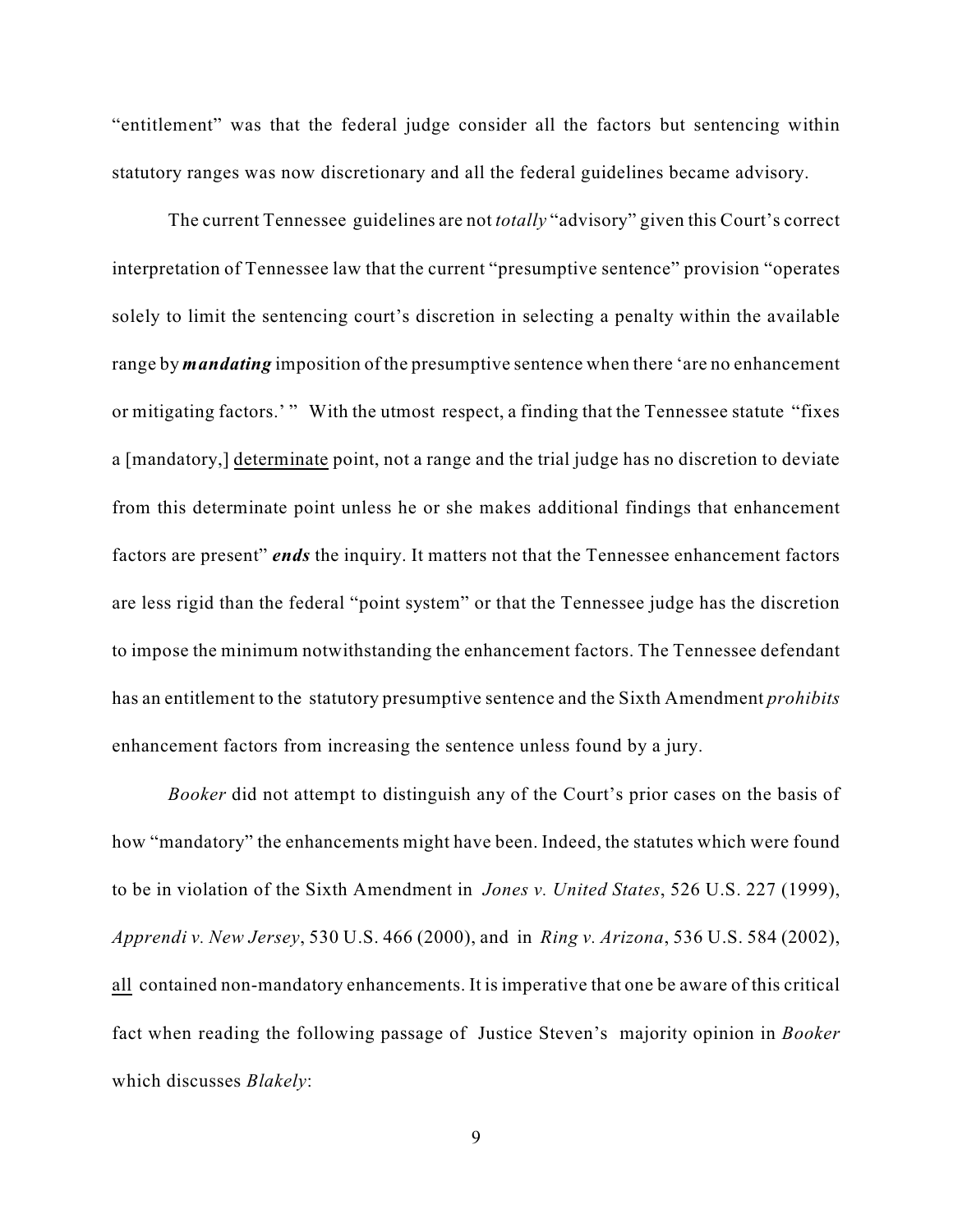"entitlement" was that the federal judge consider all the factors but sentencing within statutory ranges was now discretionary and all the federal guidelines became advisory.

The current Tennessee guidelines are not *totally* "advisory" given this Court's correct interpretation of Tennessee law that the current "presumptive sentence" provision "operates solely to limit the sentencing court's discretion in selecting a penalty within the available range by ***mandating*** imposition of the presumptive sentence when there 'are no enhancement or mitigating factors.' " With the utmost respect, a finding that the Tennessee statute "fixes a [mandatory,] <u>determinate</u> point, not a range and the trial judge has no discretion to deviate from this determinate point unless he or she makes additional findings that enhancement factors are present" ***ends*** the inquiry. It matters not that the Tennessee enhancement factors are less rigid than the federal "point system" or that the Tennessee judge has the discretion to impose the minimum notwithstanding the enhancement factors. The Tennessee defendant has an entitlement to the statutory presumptive sentence and the Sixth Amendment *prohibits* enhancement factors from increasing the sentence unless found by a jury.

*Booker* did not attempt to distinguish any of the Court's prior cases on the basis of how "mandatory" the enhancements might have been. Indeed, the statutes which were found to be in violation of the Sixth Amendment in *Jones v. United States*, 526 U.S. 227 (1999), *Apprendi v. New Jersey*, 530 U.S. 466 (2000), and in *Ring v. Arizona*, 536 U.S. 584 (2002), <u>all</u> contained non-mandatory enhancements. It is imperative that one be aware of this critical fact when reading the following passage of Justice Steven's majority opinion in *Booker* which discusses *Blakely*: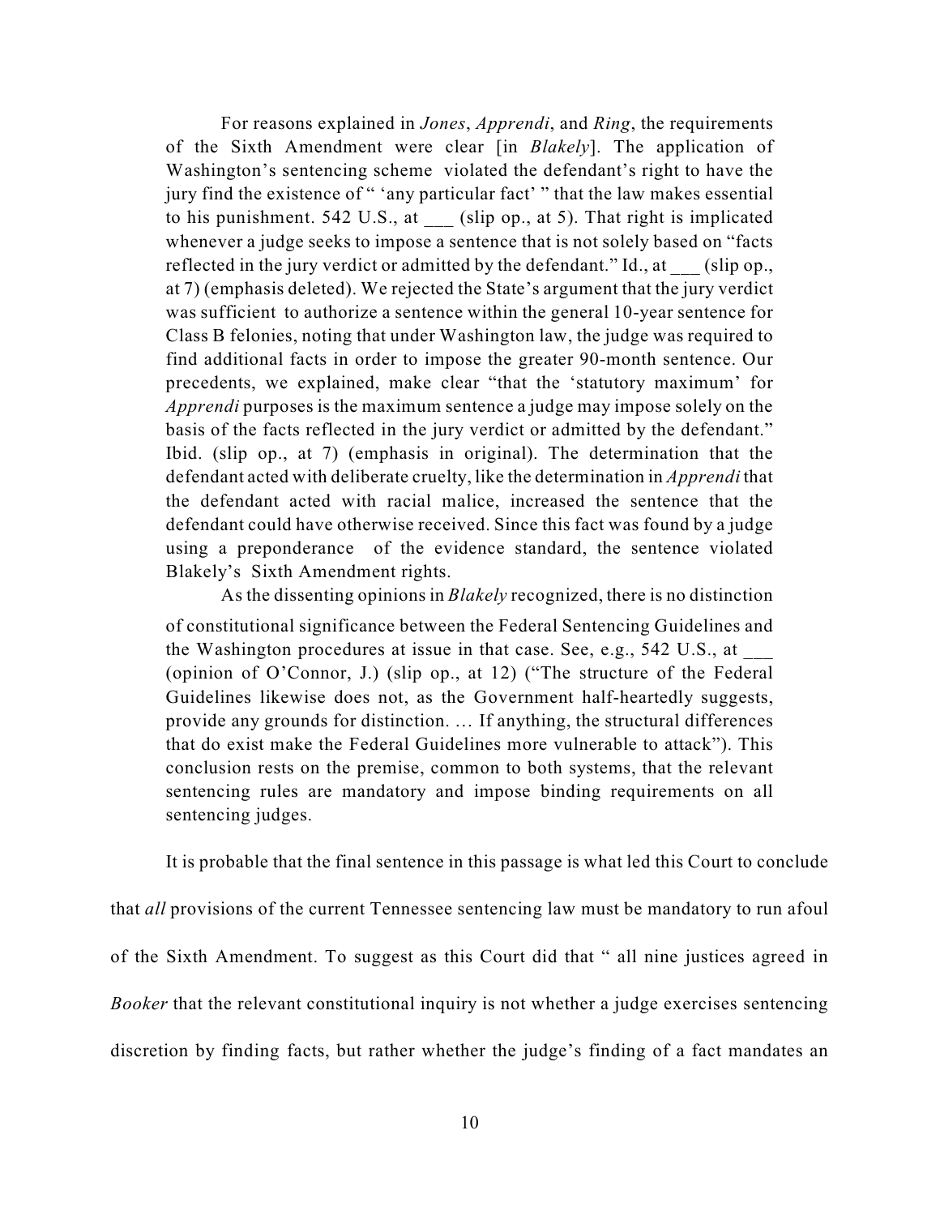> For reasons explained in *Jones*, *Apprendi*, and *Ring*, the requirements of the Sixth Amendment were clear [in *Blakely*]. The application of Washington's sentencing scheme violated the defendant's right to have the jury find the existence of " 'any particular fact' " that the law makes essential to his punishment. 542 U.S., at ___ (slip op., at 5). That right is implicated whenever a judge seeks to impose a sentence that is not solely based on "facts reflected in the jury verdict or admitted by the defendant." Id., at ___ (slip op., at 7) (emphasis deleted). We rejected the State's argument that the jury verdict was sufficient to authorize a sentence within the general 10-year sentence for Class B felonies, noting that under Washington law, the judge was required to find additional facts in order to impose the greater 90-month sentence. Our precedents, we explained, make clear "that the 'statutory maximum' for *Apprendi* purposes is the maximum sentence a judge may impose solely on the basis of the facts reflected in the jury verdict or admitted by the defendant." Ibid. (slip op., at 7) (emphasis in original). The determination that the defendant acted with deliberate cruelty, like the determination in *Apprendi* that the defendant acted with racial malice, increased the sentence that the defendant could have otherwise received. Since this fact was found by a judge using a preponderance of the evidence standard, the sentence violated Blakely's Sixth Amendment rights.
>
> As the dissenting opinions in *Blakely* recognized, there is no distinction of constitutional significance between the Federal Sentencing Guidelines and the Washington procedures at issue in that case. See, e.g., 542 U.S., at ___ (opinion of O'Connor, J.) (slip op., at 12) ("The structure of the Federal Guidelines likewise does not, as the Government half-heartedly suggests, provide any grounds for distinction. … If anything, the structural differences that do exist make the Federal Guidelines more vulnerable to attack"). This conclusion rests on the premise, common to both systems, that the relevant sentencing rules are mandatory and impose binding requirements on all sentencing judges.

It is probable that the final sentence in this passage is what led this Court to conclude that *all* provisions of the current Tennessee sentencing law must be mandatory to run afoul of the Sixth Amendment. To suggest as this Court did that " all nine justices agreed in *Booker* that the relevant constitutional inquiry is not whether a judge exercises sentencing discretion by finding facts, but rather whether the judge's finding of a fact mandates an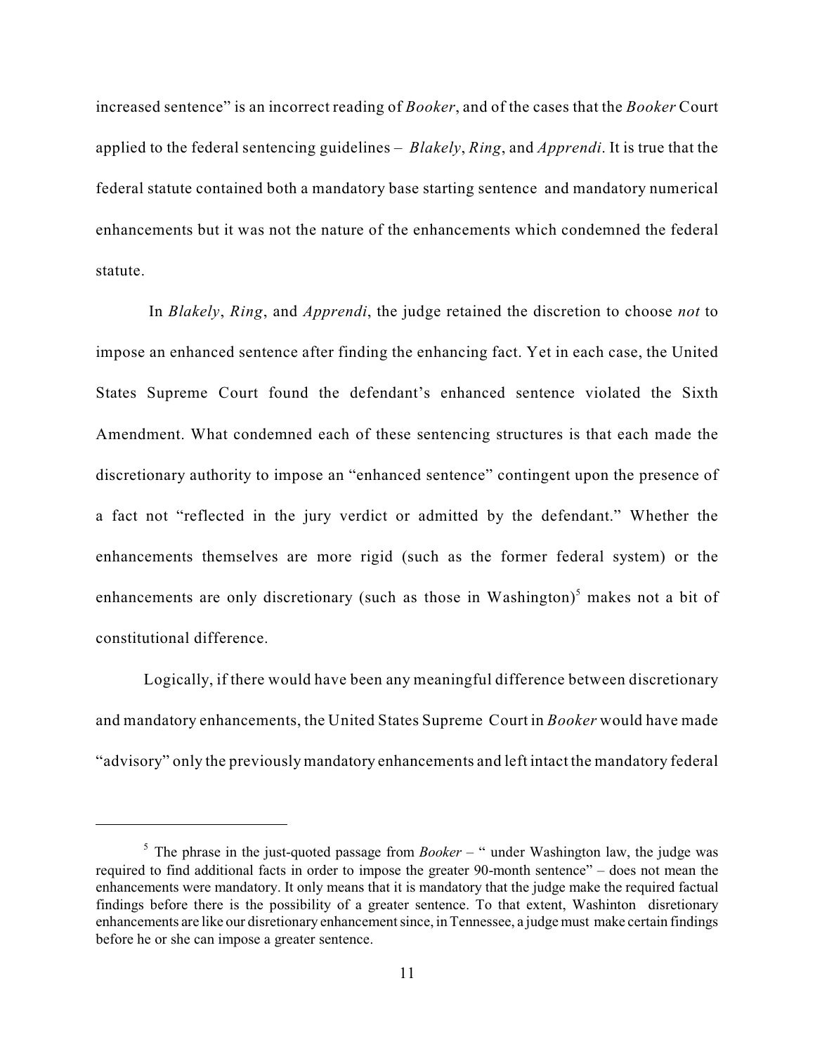increased sentence" is an incorrect reading of *Booker*, and of the cases that the *Booker* Court applied to the federal sentencing guidelines – *Blakely*, *Ring*, and *Apprendi*. It is true that the federal statute contained both a mandatory base starting sentence and mandatory numerical enhancements but it was not the nature of the enhancements which condemned the federal statute.

In *Blakely*, *Ring*, and *Apprendi*, the judge retained the discretion to choose *not* to impose an enhanced sentence after finding the enhancing fact. Yet in each case, the United States Supreme Court found the defendant's enhanced sentence violated the Sixth Amendment. What condemned each of these sentencing structures is that each made the discretionary authority to impose an "enhanced sentence" contingent upon the presence of a fact not "reflected in the jury verdict or admitted by the defendant." Whether the enhancements themselves are more rigid (such as the former federal system) or the enhancements are only discretionary (such as those in Washington)[5] makes not a bit of constitutional difference.

Logically, if there would have been any meaningful difference between discretionary and mandatory enhancements, the United States Supreme Court in *Booker* would have made "advisory" only the previously mandatory enhancements and left intact the mandatory federal

---

[5] The phrase in the just-quoted passage from *Booker* – " under Washington law, the judge was required to find additional facts in order to impose the greater 90-month sentence" – does not mean the enhancements were mandatory. It only means that it is mandatory that the judge make the required factual findings before there is the possibility of a greater sentence. To that extent, Washinton disretionary enhancements are like our disretionary enhancement since, in Tennessee, a judge must make certain findings before he or she can impose a greater sentence.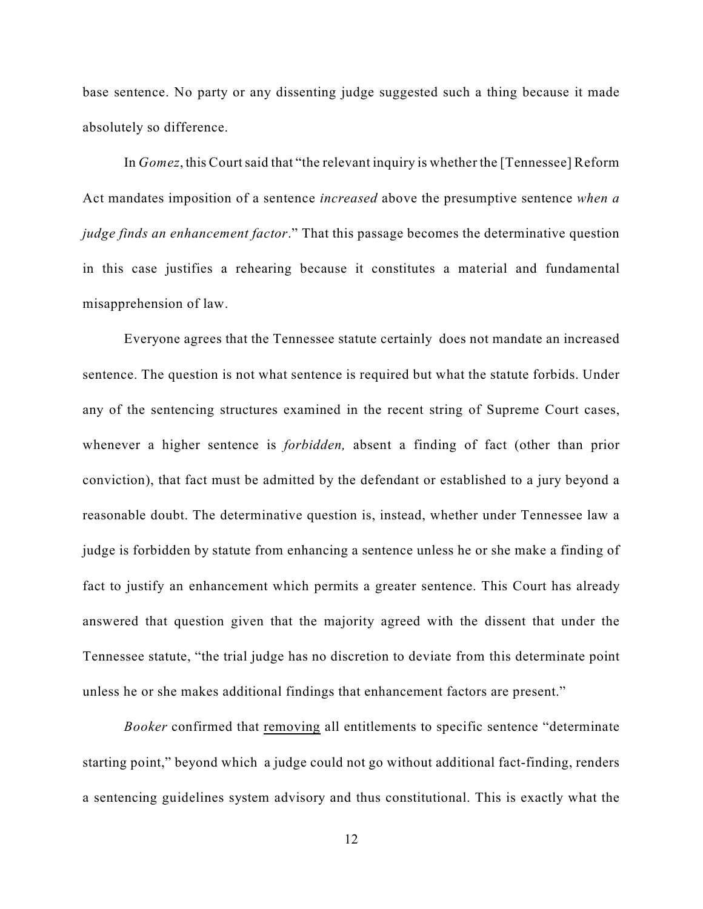base sentence. No party or any dissenting judge suggested such a thing because it made absolutely so difference.

In *Gomez*, this Court said that "the relevant inquiry is whether the [Tennessee] Reform Act mandates imposition of a sentence *increased* above the presumptive sentence *when a judge finds an enhancement factor*." That this passage becomes the determinative question in this case justifies a rehearing because it constitutes a material and fundamental misapprehension of law.

Everyone agrees that the Tennessee statute certainly does not mandate an increased sentence. The question is not what sentence is required but what the statute forbids. Under any of the sentencing structures examined in the recent string of Supreme Court cases, whenever a higher sentence is *forbidden,* absent a finding of fact (other than prior conviction), that fact must be admitted by the defendant or established to a jury beyond a reasonable doubt. The determinative question is, instead, whether under Tennessee law a judge is forbidden by statute from enhancing a sentence unless he or she make a finding of fact to justify an enhancement which permits a greater sentence. This Court has already answered that question given that the majority agreed with the dissent that under the Tennessee statute, "the trial judge has no discretion to deviate from this determinate point unless he or she makes additional findings that enhancement factors are present."

*Booker* confirmed that <u>removing</u> all entitlements to specific sentence "determinate starting point," beyond which a judge could not go without additional fact-finding, renders a sentencing guidelines system advisory and thus constitutional. This is exactly what the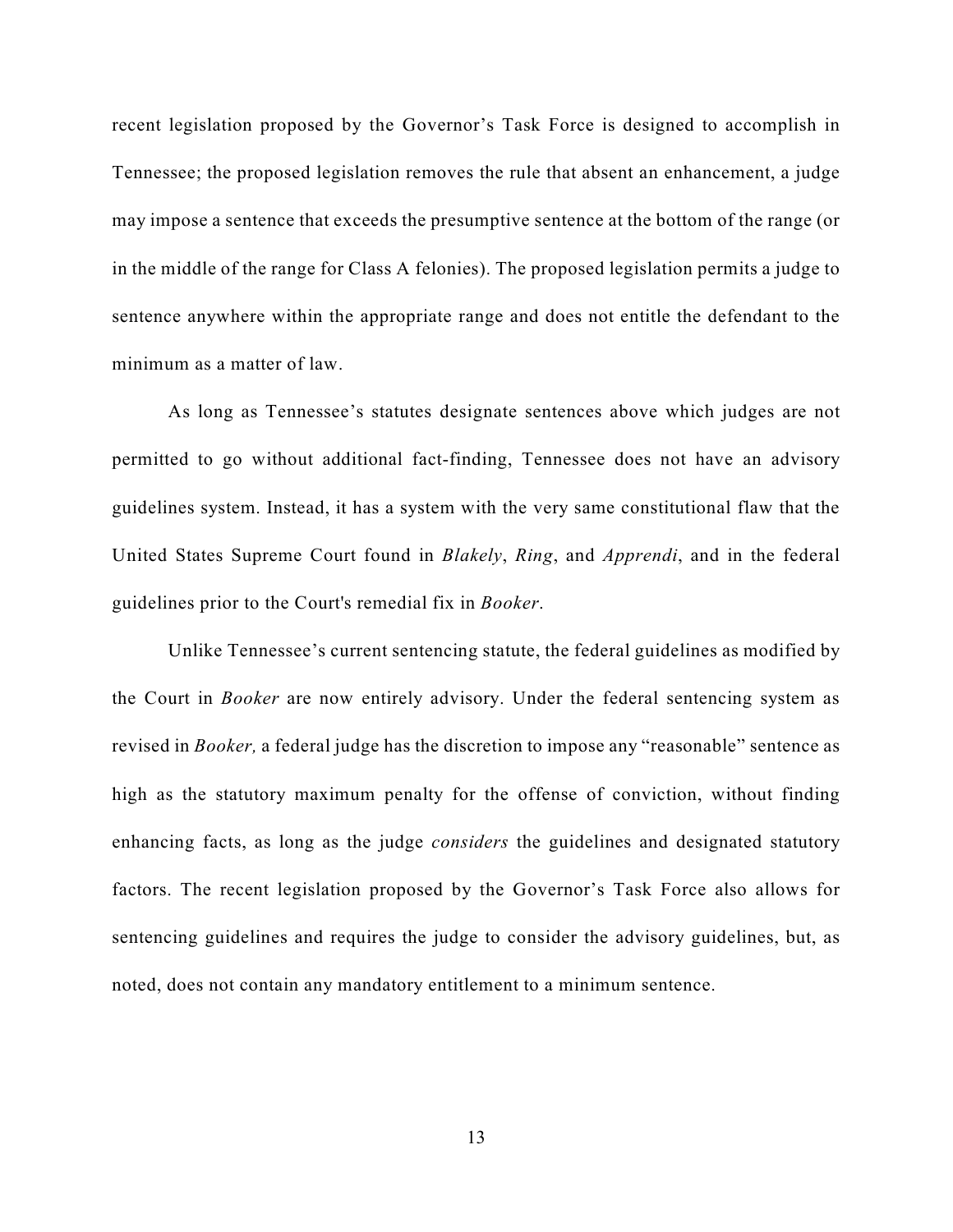recent legislation proposed by the Governor's Task Force is designed to accomplish in Tennessee; the proposed legislation removes the rule that absent an enhancement, a judge may impose a sentence that exceeds the presumptive sentence at the bottom of the range (or in the middle of the range for Class A felonies). The proposed legislation permits a judge to sentence anywhere within the appropriate range and does not entitle the defendant to the minimum as a matter of law.

As long as Tennessee's statutes designate sentences above which judges are not permitted to go without additional fact-finding, Tennessee does not have an advisory guidelines system. Instead, it has a system with the very same constitutional flaw that the United States Supreme Court found in *Blakely*, *Ring*, and *Apprendi*, and in the federal guidelines prior to the Court's remedial fix in *Booker*.

Unlike Tennessee's current sentencing statute, the federal guidelines as modified by the Court in *Booker* are now entirely advisory. Under the federal sentencing system as revised in *Booker,* a federal judge has the discretion to impose any "reasonable" sentence as high as the statutory maximum penalty for the offense of conviction, without finding enhancing facts, as long as the judge *considers* the guidelines and designated statutory factors. The recent legislation proposed by the Governor's Task Force also allows for sentencing guidelines and requires the judge to consider the advisory guidelines, but, as noted, does not contain any mandatory entitlement to a minimum sentence.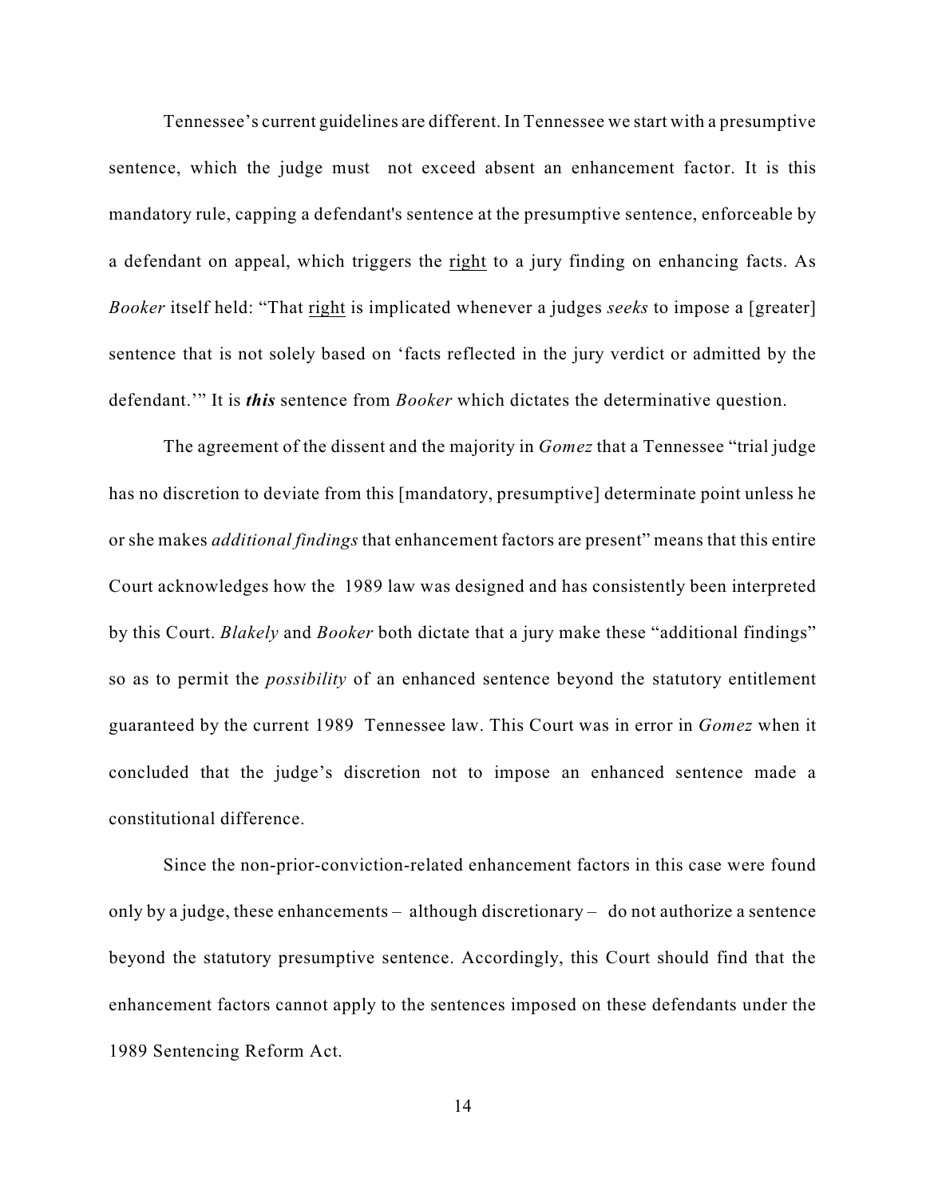Tennessee's current guidelines are different. In Tennessee we start with a presumptive sentence, which the judge must not exceed absent an enhancement factor. It is this mandatory rule, capping a defendant's sentence at the presumptive sentence, enforceable by a defendant on appeal, which triggers the <u>right</u> to a jury finding on enhancing facts. As *Booker* itself held: "That <u>right</u> is implicated whenever a judges *seeks* to impose a [greater] sentence that is not solely based on 'facts reflected in the jury verdict or admitted by the defendant.'" It is ***this*** sentence from *Booker* which dictates the determinative question.

The agreement of the dissent and the majority in *Gomez* that a Tennessee "trial judge has no discretion to deviate from this [mandatory, presumptive] determinate point unless he or she makes *additional findings* that enhancement factors are present" means that this entire Court acknowledges how the 1989 law was designed and has consistently been interpreted by this Court. *Blakely* and *Booker* both dictate that a jury make these "additional findings" so as to permit the *possibility* of an enhanced sentence beyond the statutory entitlement guaranteed by the current 1989 Tennessee law. This Court was in error in *Gomez* when it concluded that the judge's discretion not to impose an enhanced sentence made a constitutional difference.

Since the non-prior-conviction-related enhancement factors in this case were found only by a judge, these enhancements – although discretionary – do not authorize a sentence beyond the statutory presumptive sentence. Accordingly, this Court should find that the enhancement factors cannot apply to the sentences imposed on these defendants under the 1989 Sentencing Reform Act.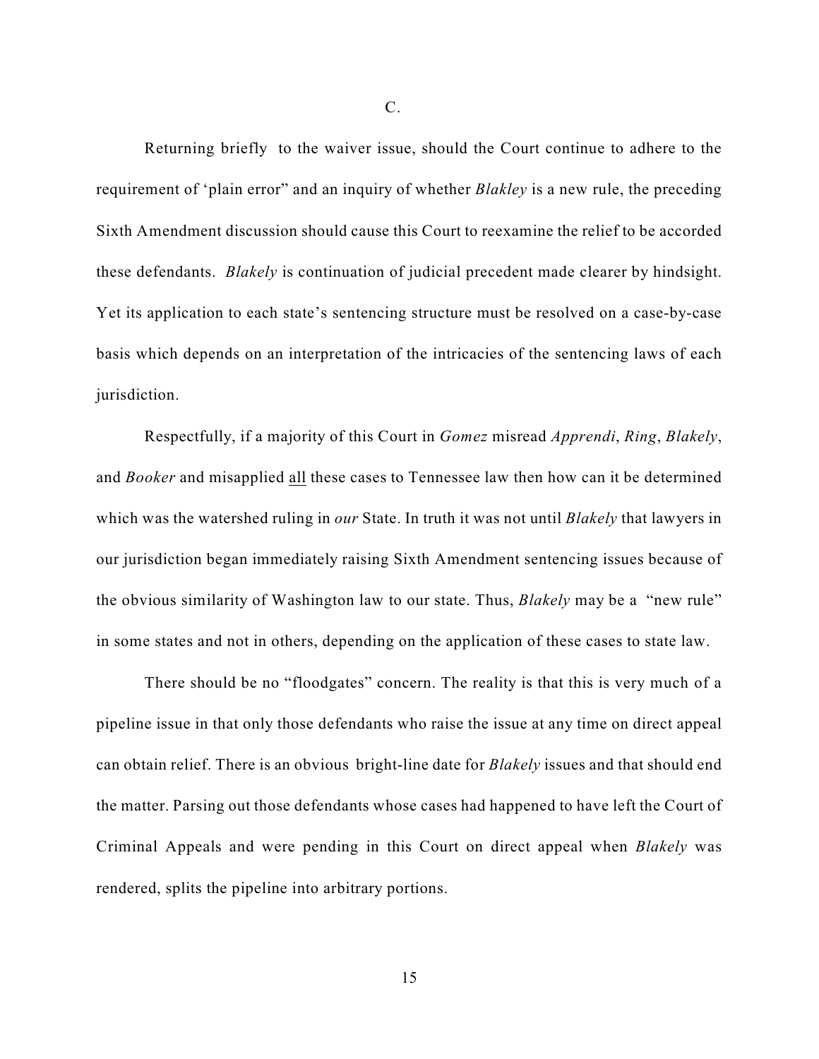C.

Returning briefly to the waiver issue, should the Court continue to adhere to the requirement of 'plain error" and an inquiry of whether *Blakley* is a new rule, the preceding Sixth Amendment discussion should cause this Court to reexamine the relief to be accorded these defendants. *Blakely* is continuation of judicial precedent made clearer by hindsight. Yet its application to each state's sentencing structure must be resolved on a case-by-case basis which depends on an interpretation of the intricacies of the sentencing laws of each jurisdiction.

Respectfully, if a majority of this Court in *Gomez* misread *Apprendi*, *Ring*, *Blakely*, and *Booker* and misapplied <u>all</u> these cases to Tennessee law then how can it be determined which was the watershed ruling in *our* State. In truth it was not until *Blakely* that lawyers in our jurisdiction began immediately raising Sixth Amendment sentencing issues because of the obvious similarity of Washington law to our state. Thus, *Blakely* may be a "new rule" in some states and not in others, depending on the application of these cases to state law.

There should be no "floodgates" concern. The reality is that this is very much of a pipeline issue in that only those defendants who raise the issue at any time on direct appeal can obtain relief. There is an obvious bright-line date for *Blakely* issues and that should end the matter. Parsing out those defendants whose cases had happened to have left the Court of Criminal Appeals and were pending in this Court on direct appeal when *Blakely* was rendered, splits the pipeline into arbitrary portions.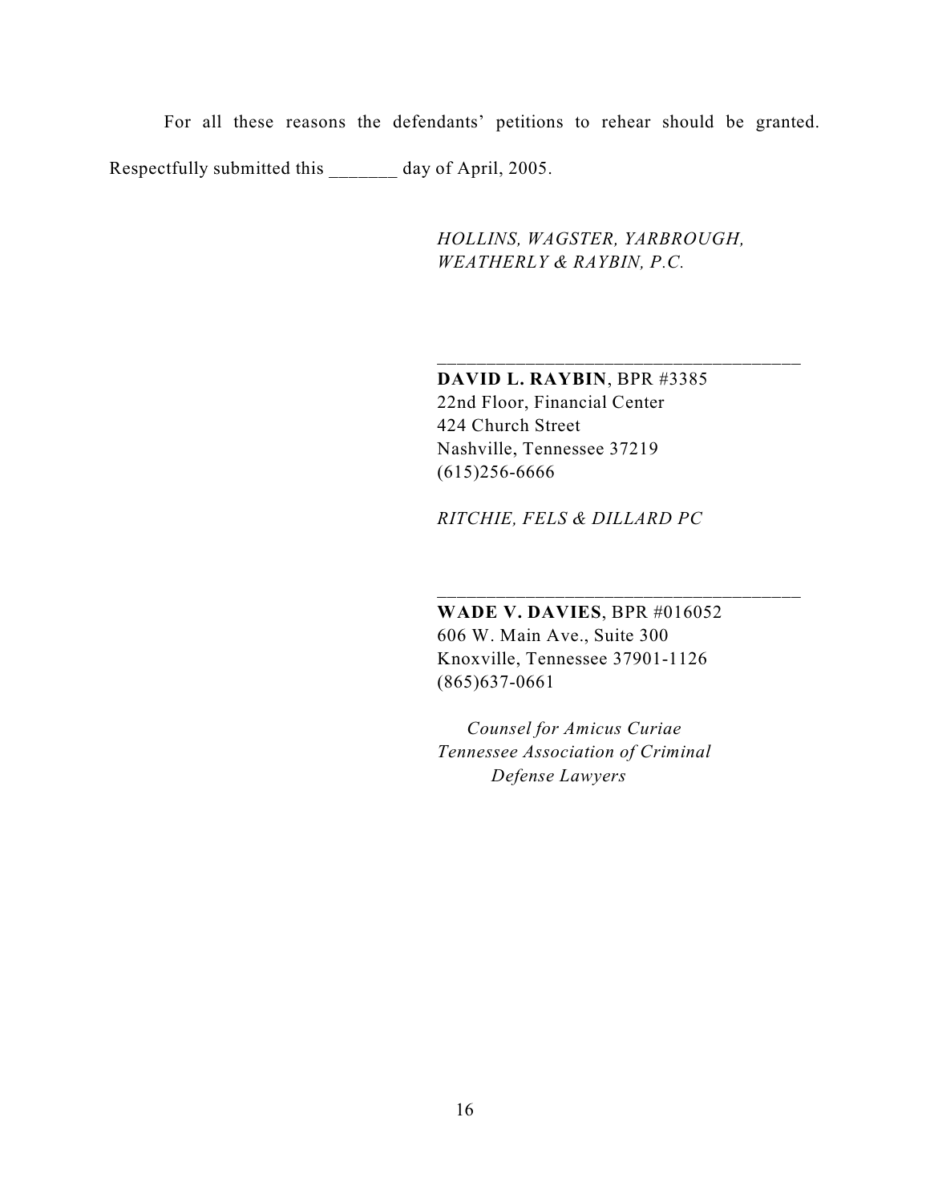For all these reasons the defendants' petitions to rehear should be granted. Respectfully submitted this _______ day of April, 2005.

*HOLLINS, WAGSTER, YARBROUGH, WEATHERLY & RAYBIN, P.C.*

______________________________________

**DAVID L. RAYBIN**, BPR #3385
22nd Floor, Financial Center
424 Church Street
Nashville, Tennessee 37219
(615)256-6666

*RITCHIE, FELS & DILLARD PC*

______________________________________

**WADE V. DAVIES**, BPR #016052
606 W. Main Ave., Suite 300
Knoxville, Tennessee 37901-1126
(865)637-0661

*Counsel for Amicus Curiae*
*Tennessee Association of Criminal Defense Lawyers*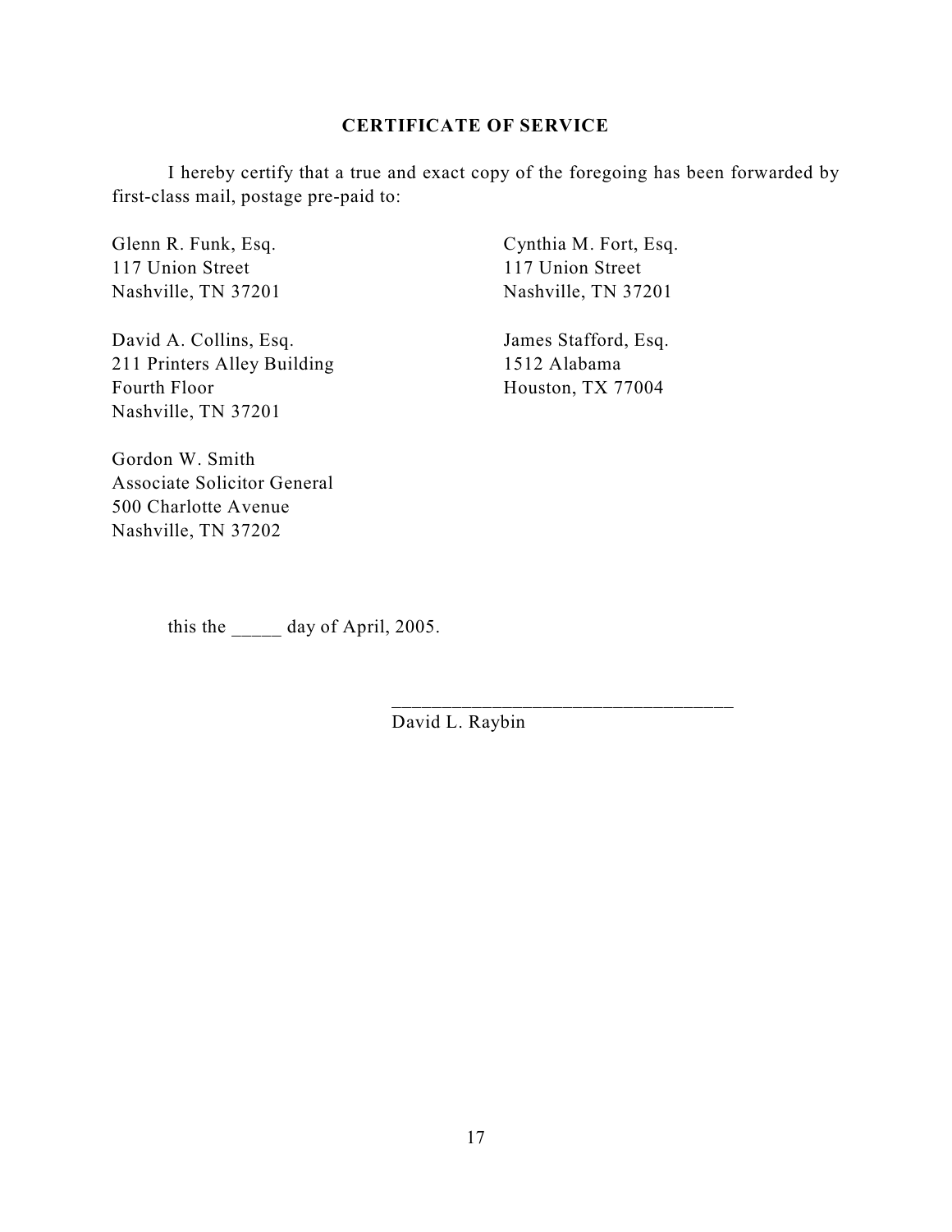## CERTIFICATE OF SERVICE

I hereby certify that a true and exact copy of the foregoing has been forwarded by first-class mail, postage pre-paid to:

Glenn R. Funk, Esq.
117 Union Street
Nashville, TN 37201

Cynthia M. Fort, Esq.
117 Union Street
Nashville, TN 37201

David A. Collins, Esq.
211 Printers Alley Building
Fourth Floor
Nashville, TN 37201

James Stafford, Esq.
1512 Alabama
Houston, TX 77004

Gordon W. Smith
Associate Solicitor General
500 Charlotte Avenue
Nashville, TN 37202

this the _____ day of April, 2005.

___________________________________
David L. Raybin